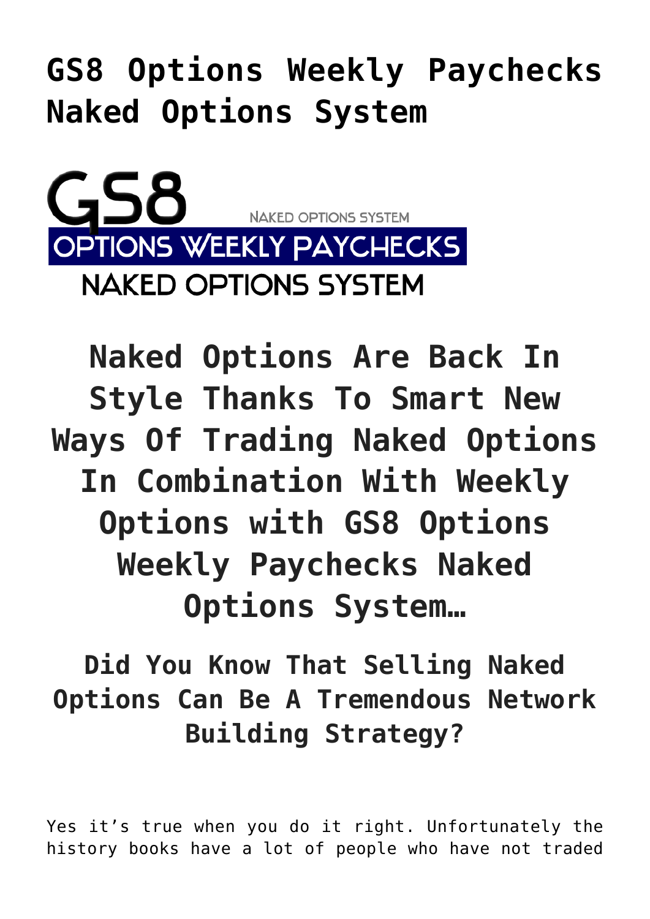# GS8 Options Weekly Paychecks Naked Options System

GS8

NAKED OPTIONS SYSTEM

OPTIONS WEEKLY PAYCHECKS

NAKED OPTIONS SYSTEM

## Naked Options Are Back In Style Thanks To Smart New Ways Of Trading Naked Options In Combination With Weekly Options with GS8 Options Weekly Paychecks Naked Options System…

### Did You Know That Selling Naked Options Can Be A Tremendous Network Building Strategy?

Yes it's true when you do it right. Unfortunately the history books have a lot of people who have not traded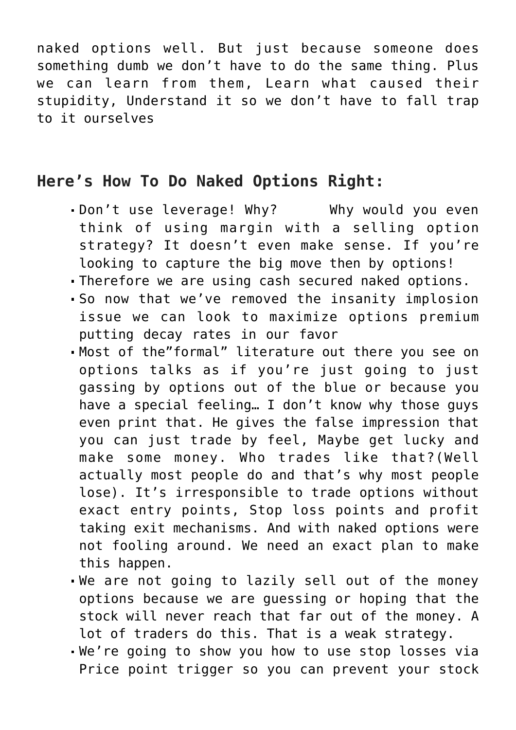naked options well. But just because someone does something dumb we don't have to do the same thing. Plus we can learn from them, Learn what caused their stupidity, Understand it so we don't have to fall trap to it ourselves

## Here's How To Do Naked Options Right:

- Don't use leverage! Why? Why would you even think of using margin with a selling option strategy? It doesn't even make sense. If you're looking to capture the big move then by options!
- Therefore we are using cash secured naked options.
- So now that we've removed the insanity implosion issue we can look to maximize options premium putting decay rates in our favor
- Most of the"formal" literature out there you see on options talks as if you're just going to just gassing by options out of the blue or because you have a special feeling… I don't know why those guys even print that. He gives the false impression that you can just trade by feel, Maybe get lucky and make some money. Who trades like that?(Well actually most people do and that's why most people lose). It's irresponsible to trade options without exact entry points, Stop loss points and profit taking exit mechanisms. And with naked options were not fooling around. We need an exact plan to make this happen.
- We are not going to lazily sell out of the money options because we are guessing or hoping that the stock will never reach that far out of the money. A lot of traders do this. That is a weak strategy.
- We're going to show you how to use stop losses via Price point trigger so you can prevent your stock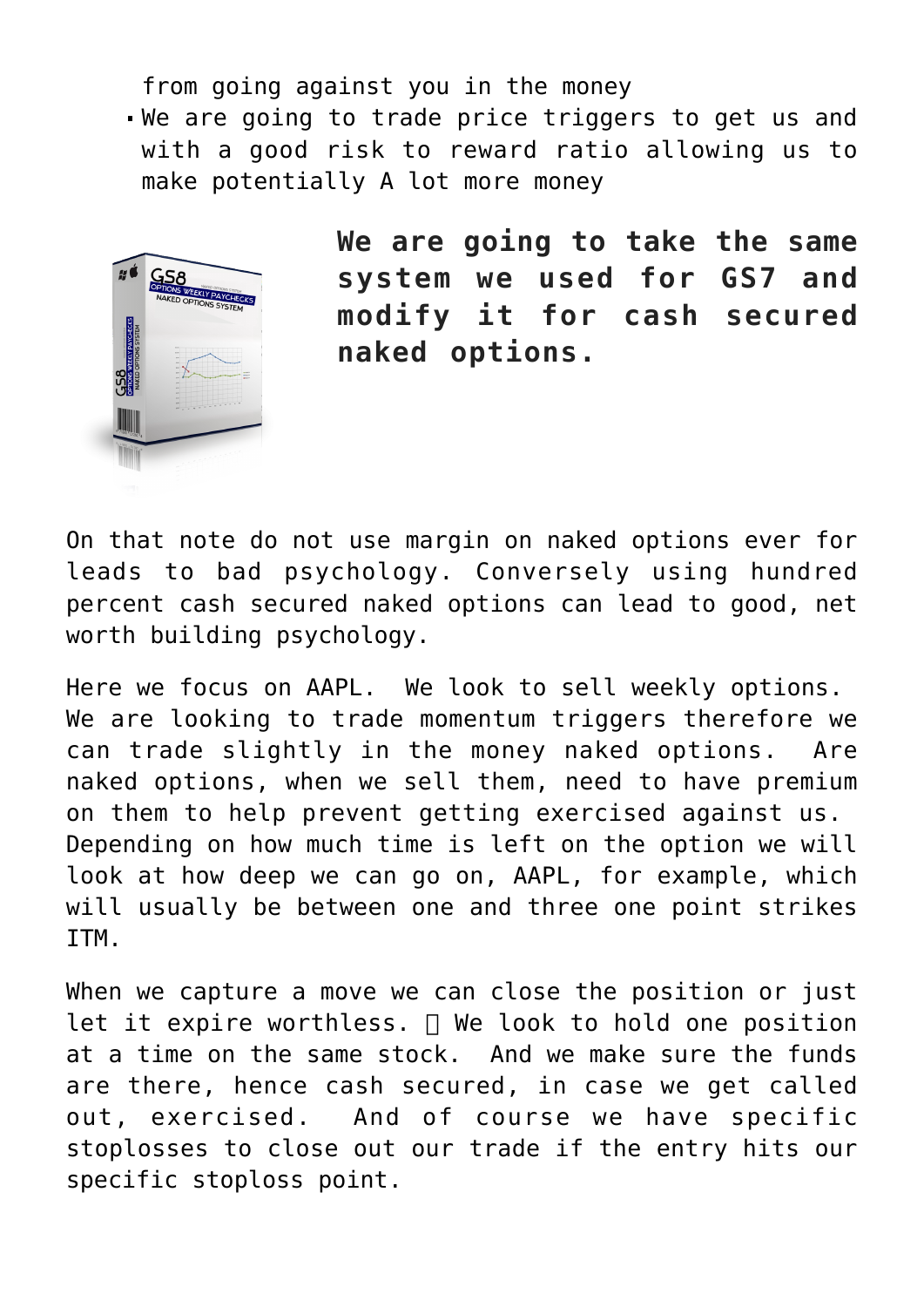from going against you in the money

- We are going to trade price triggers to get us and with a good risk to reward ratio allowing us to make potentially A lot more money

**We are going to take the same system we used for GS7 and modify it for cash secured naked options.**

On that note do not use margin on naked options ever for leads to bad psychology. Conversely using hundred percent cash secured naked options can lead to good, net worth building psychology.

Here we focus on AAPL. We look to sell weekly options. We are looking to trade momentum triggers therefore we can trade slightly in the money naked options. Are naked options, when we sell them, need to have premium on them to help prevent getting exercised against us. Depending on how much time is left on the option we will look at how deep we can go on, AAPL, for example, which will usually be between one and three one point strikes ITM.

When we capture a move we can close the position or just let it expire worthless.  We look to hold one position at a time on the same stock. And we make sure the funds are there, hence cash secured, in case we get called out, exercised. And of course we have specific stoplosses to close out our trade if the entry hits our specific stoploss point.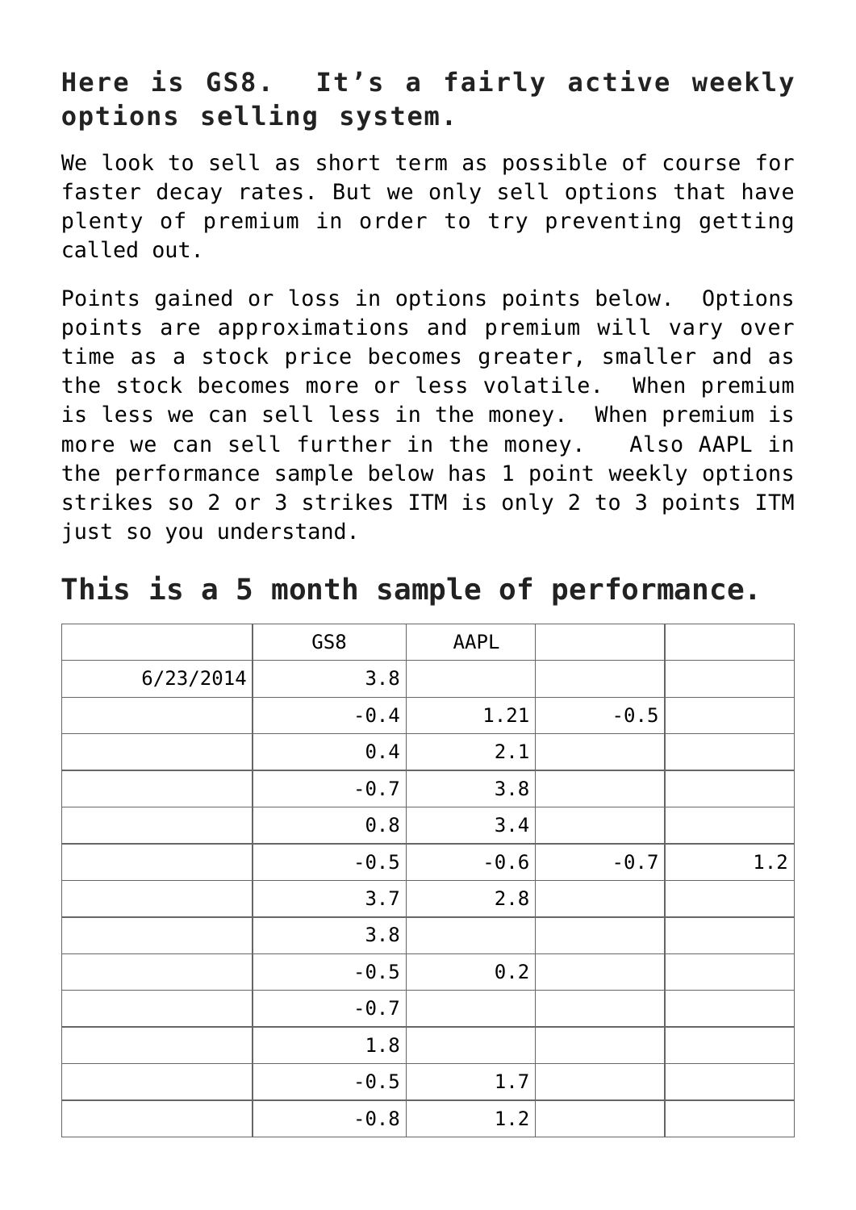### Here is GS8.  It's a fairly active weekly options selling system.

We look to sell as short term as possible of course for faster decay rates. But we only sell options that have plenty of premium in order to try preventing getting called out.

Points gained or loss in options points below.  Options points are approximations and premium will vary over time as a stock price becomes greater, smaller and as the stock becomes more or less volatile.  When premium is less we can sell less in the money.  When premium is more we can sell further in the money.   Also AAPL in the performance sample below has 1 point weekly options strikes so 2 or 3 strikes ITM is only 2 to 3 points ITM just so you understand.

## This is a 5 month sample of performance.

| | GS8 | AAPL | | |
|---|---|---|---|---|
| 6/23/2014 | 3.8 | | | |
| | -0.4 | 1.21 | -0.5 | |
| | 0.4 | 2.1 | | |
| | -0.7 | 3.8 | | |
| | 0.8 | 3.4 | | |
| | -0.5 | -0.6 | -0.7 | 1.2 |
| | 3.7 | 2.8 | | |
| | 3.8 | | | |
| | -0.5 | 0.2 | | |
| | -0.7 | | | |
| | 1.8 | | | |
| | -0.5 | 1.7 | | |
| | -0.8 | 1.2 | | |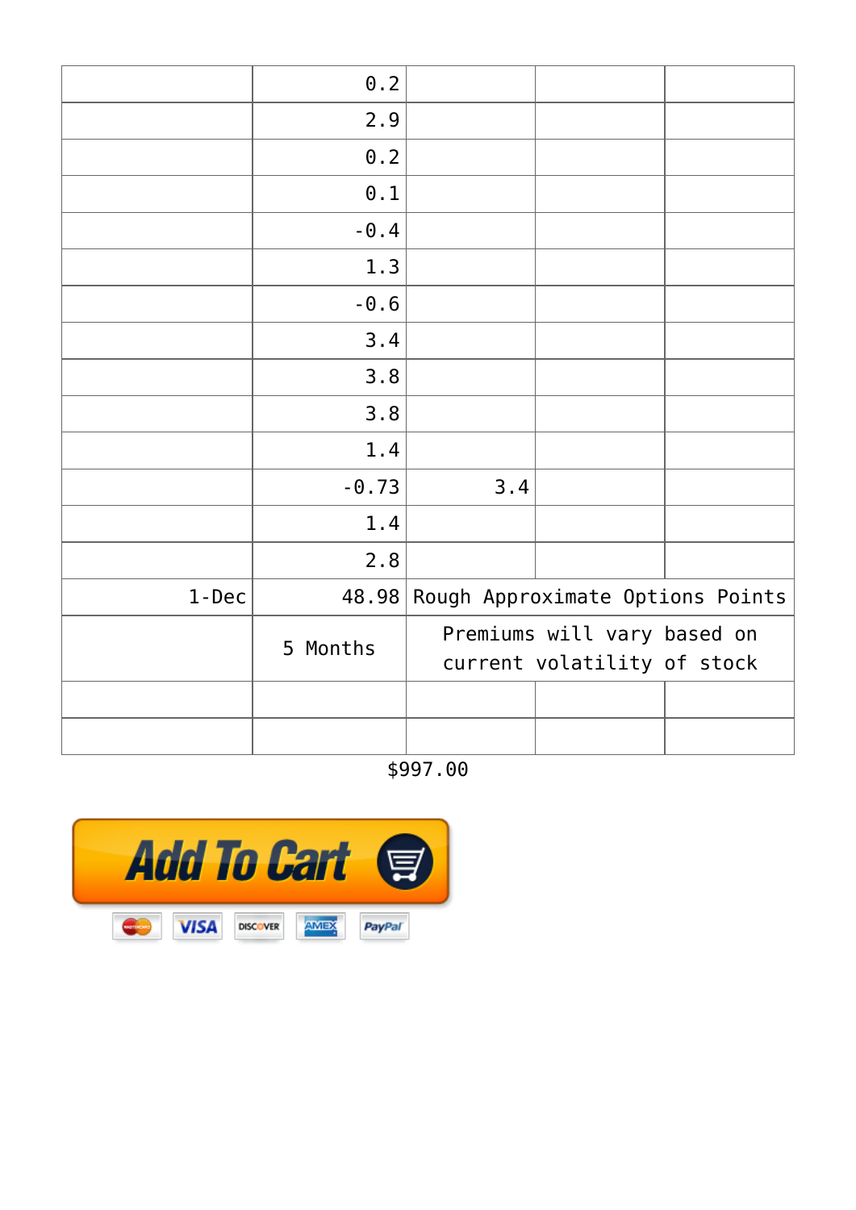| | | | | |
|---|---|---|---|---|
| | 0.2 | | | |
| | 2.9 | | | |
| | 0.2 | | | |
| | 0.1 | | | |
| | -0.4 | | | |
| | 1.3 | | | |
| | -0.6 | | | |
| | 3.4 | | | |
| | 3.8 | | | |
| | 3.8 | | | |
| | 1.4 | | | |
| | -0.73 | 3.4 | | |
| | 1.4 | | | |
| | 2.8 | | | |
| 1-Dec | 48.98 | Rough Approximate Options Points | | |
| | 5 Months | Premiums will vary based on current volatility of stock | | |
| | | | | |
| | | | | |

$997.00

Add To Cart

MasterCard VISA DISCOVER AMEX PayPal